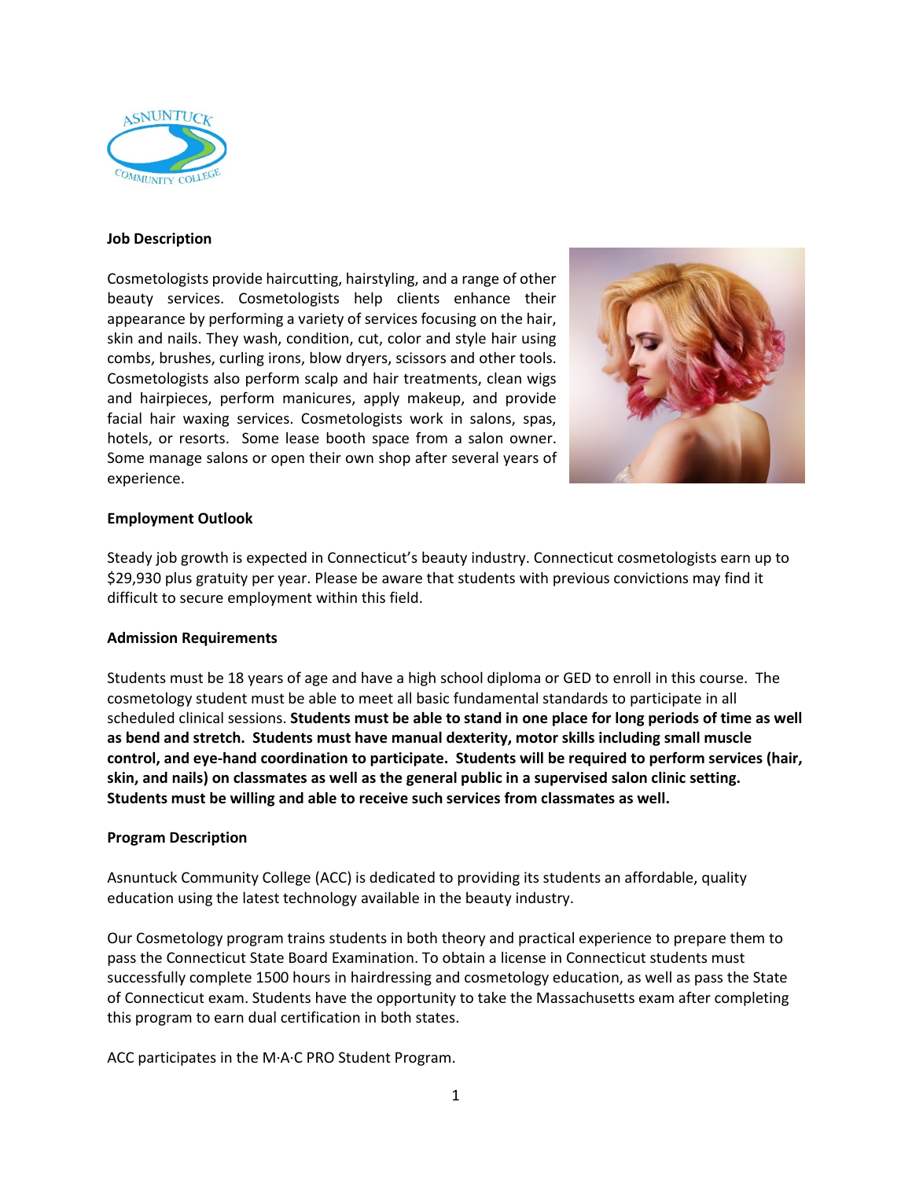## Job Description

Cosmetologists provide haircutting, hairstyling, and a range of other beauty services. Cosmetologists help clients enhance their appearance by performing a variety of services focusing on the hair, skin and nails. They wash, condition, cut, color and style hair using combs, brushes, curling irons, blow dryers, scissors and other tools. Cosmetologists also perform scalp and hair treatments, clean wigs and hairpieces, perform manicures, apply makeup, and provide facial hair waxing services. Cosmetologists work in salons, spas, hotels, or resorts. Some lease booth space from a salon owner. Some manage salons or open their own shop after several years of experience.

## Employment Outlook

Steady job growth is expected in Connecticut's beauty industry. Connecticut cosmetologists earn up to $29,930 plus gratuity per year. Please be aware that students with previous convictions may find it difficult to secure employment within this field.

## Admission Requirements

Students must be 18 years of age and have a high school diploma or GED to enroll in this course. The cosmetology student must be able to meet all basic fundamental standards to participate in all scheduled clinical sessions. **Students must be able to stand in one place for long periods of time as well as bend and stretch. Students must have manual dexterity, motor skills including small muscle control, and eye-hand coordination to participate. Students will be required to perform services (hair, skin, and nails) on classmates as well as the general public in a supervised salon clinic setting. Students must be willing and able to receive such services from classmates as well.**

## Program Description

Asnuntuck Community College (ACC) is dedicated to providing its students an affordable, quality education using the latest technology available in the beauty industry.

Our Cosmetology program trains students in both theory and practical experience to prepare them to pass the Connecticut State Board Examination. To obtain a license in Connecticut students must successfully complete 1500 hours in hairdressing and cosmetology education, as well as pass the State of Connecticut exam. Students have the opportunity to take the Massachusetts exam after completing this program to earn dual certification in both states.

ACC participates in the M·A·C PRO Student Program.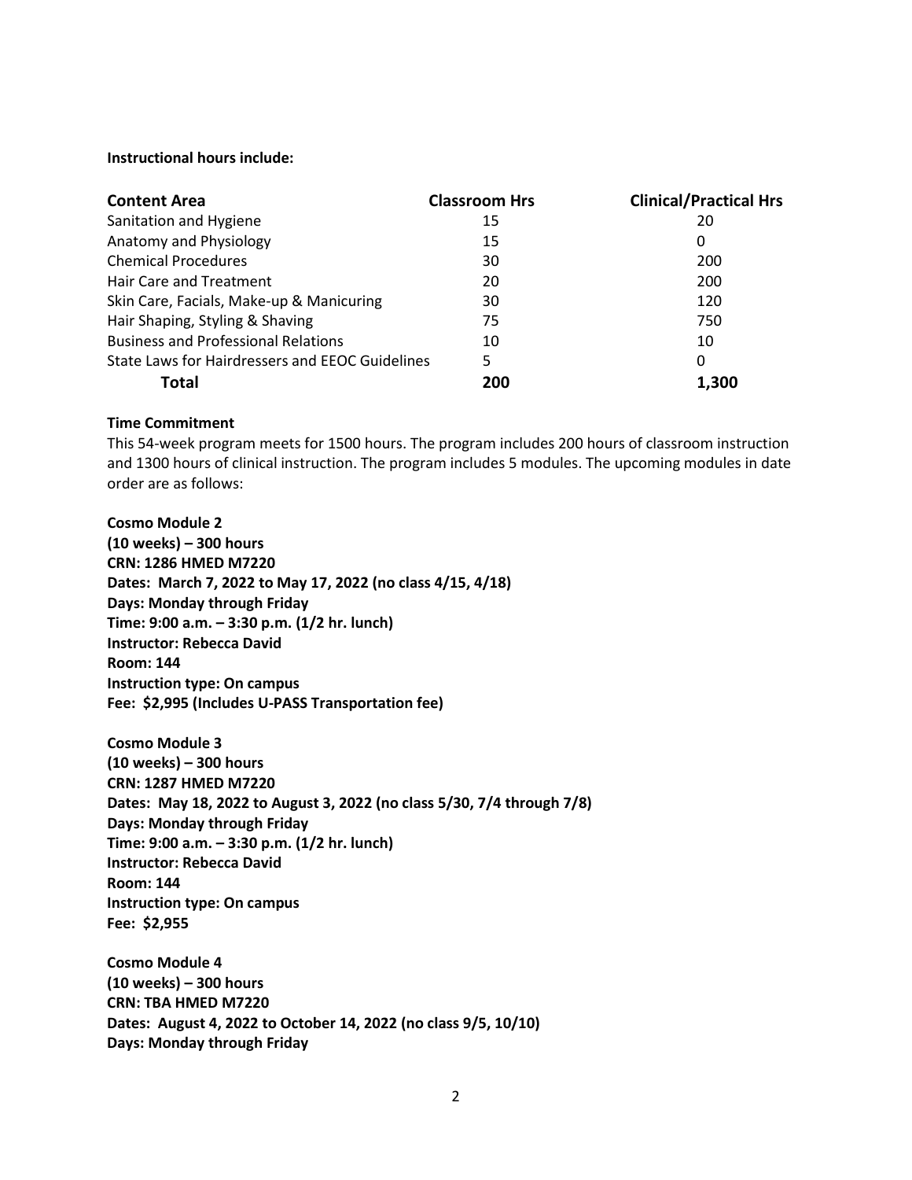**Instructional hours include:**

| Content Area | Classroom Hrs | Clinical/Practical Hrs |
|---|---|---|
| Sanitation and Hygiene | 15 | 20 |
| Anatomy and Physiology | 15 | 0 |
| Chemical Procedures | 30 | 200 |
| Hair Care and Treatment | 20 | 200 |
| Skin Care, Facials, Make-up & Manicuring | 30 | 120 |
| Hair Shaping, Styling & Shaving | 75 | 750 |
| Business and Professional Relations | 10 | 10 |
| State Laws for Hairdressers and EEOC Guidelines | 5 | 0 |
| **Total** | **200** | **1,300** |

**Time Commitment**

This 54-week program meets for 1500 hours. The program includes 200 hours of classroom instruction and 1300 hours of clinical instruction. The program includes 5 modules. The upcoming modules in date order are as follows:

**Cosmo Module 2**
**(10 weeks) – 300 hours**
**CRN: 1286 HMED M7220**
**Dates: March 7, 2022 to May 17, 2022 (no class 4/15, 4/18)**
**Days: Monday through Friday**
**Time: 9:00 a.m. – 3:30 p.m. (1/2 hr. lunch)**
**Instructor: Rebecca David**
**Room: 144**
**Instruction type: On campus**
**Fee: $2,995 (Includes U-PASS Transportation fee)**

**Cosmo Module 3**
**(10 weeks) – 300 hours**
**CRN: 1287 HMED M7220**
**Dates: May 18, 2022 to August 3, 2022 (no class 5/30, 7/4 through 7/8)**
**Days: Monday through Friday**
**Time: 9:00 a.m. – 3:30 p.m. (1/2 hr. lunch)**
**Instructor: Rebecca David**
**Room: 144**
**Instruction type: On campus**
**Fee: $2,955**

**Cosmo Module 4**
**(10 weeks) – 300 hours**
**CRN: TBA HMED M7220**
**Dates: August 4, 2022 to October 14, 2022 (no class 9/5, 10/10)**
**Days: Monday through Friday**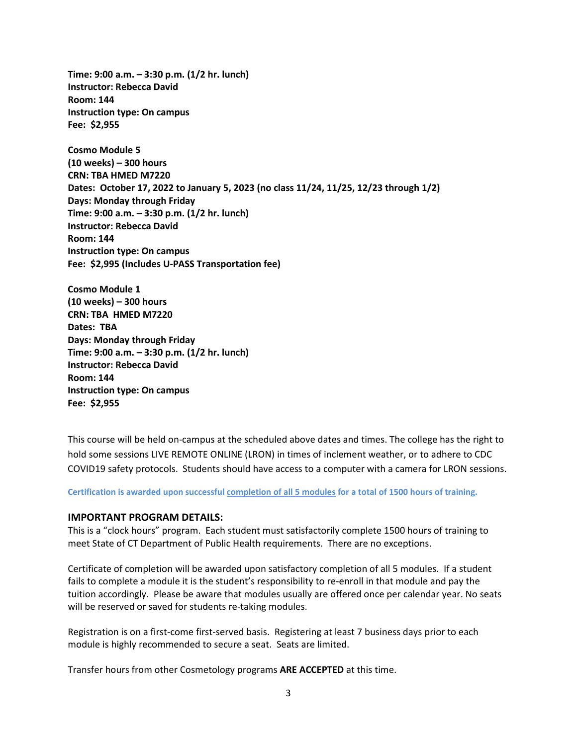**Time: 9:00 a.m. – 3:30 p.m. (1/2 hr. lunch)**
**Instructor: Rebecca David**
**Room: 144**
**Instruction type: On campus**
**Fee: $2,955**

**Cosmo Module 5**
**(10 weeks) – 300 hours**
**CRN: TBA HMED M7220**
**Dates: October 17, 2022 to January 5, 2023 (no class 11/24, 11/25, 12/23 through 1/2)**
**Days: Monday through Friday**
**Time: 9:00 a.m. – 3:30 p.m. (1/2 hr. lunch)**
**Instructor: Rebecca David**
**Room: 144**
**Instruction type: On campus**
**Fee: $2,995 (Includes U-PASS Transportation fee)**

**Cosmo Module 1**
**(10 weeks) – 300 hours**
**CRN: TBA HMED M7220**
**Dates: TBA**
**Days: Monday through Friday**
**Time: 9:00 a.m. – 3:30 p.m. (1/2 hr. lunch)**
**Instructor: Rebecca David**
**Room: 144**
**Instruction type: On campus**
**Fee: $2,955**

This course will be held on-campus at the scheduled above dates and times. The college has the right to hold some sessions LIVE REMOTE ONLINE (LRON) in times of inclement weather, or to adhere to CDC COVID19 safety protocols. Students should have access to a computer with a camera for LRON sessions.

**Certification is awarded upon successful completion of all 5 modules for a total of 1500 hours of training.**

## IMPORTANT PROGRAM DETAILS:

This is a "clock hours" program. Each student must satisfactorily complete 1500 hours of training to meet State of CT Department of Public Health requirements. There are no exceptions.

Certificate of completion will be awarded upon satisfactory completion of all 5 modules. If a student fails to complete a module it is the student's responsibility to re-enroll in that module and pay the tuition accordingly. Please be aware that modules usually are offered once per calendar year. No seats will be reserved or saved for students re-taking modules.

Registration is on a first-come first-served basis. Registering at least 7 business days prior to each module is highly recommended to secure a seat. Seats are limited.

Transfer hours from other Cosmetology programs **ARE ACCEPTED** at this time.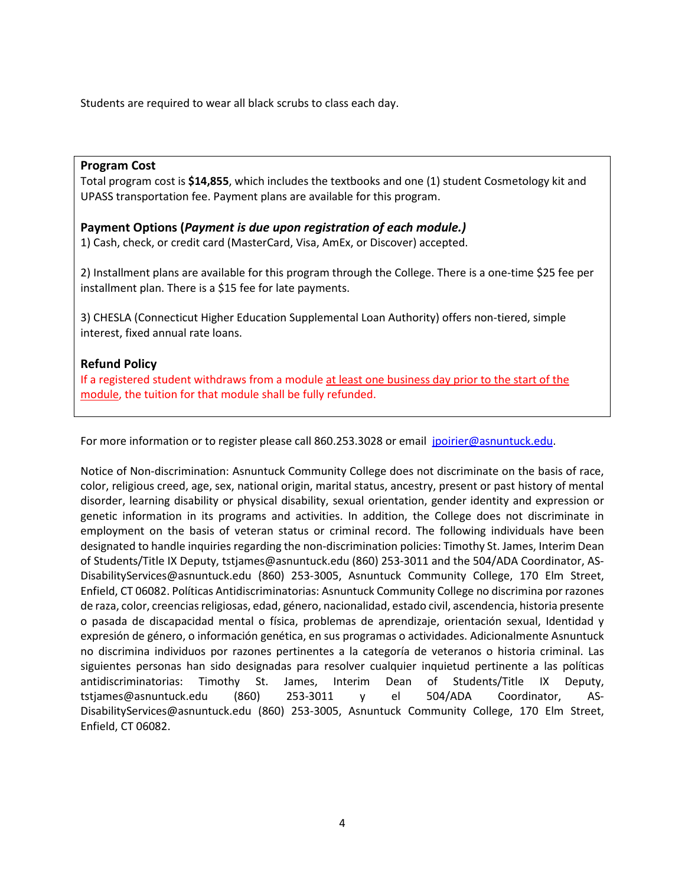Students are required to wear all black scrubs to class each day.

**Program Cost**
Total program cost is **$14,855**, which includes the textbooks and one (1) student Cosmetology kit and UPASS transportation fee. Payment plans are available for this program.

**Payment Options (*Payment is due upon registration of each module.)***
1) Cash, check, or credit card (MasterCard, Visa, AmEx, or Discover) accepted.

2) Installment plans are available for this program through the College. There is a one-time $25 fee per installment plan. There is a $15 fee for late payments.

3) CHESLA (Connecticut Higher Education Supplemental Loan Authority) offers non-tiered, simple interest, fixed annual rate loans.

**Refund Policy**
If a registered student withdraws from a module at least one business day prior to the start of the module, the tuition for that module shall be fully refunded.

For more information or to register please call 860.253.3028 or email jpoirier@asnuntuck.edu.

Notice of Non-discrimination: Asnuntuck Community College does not discriminate on the basis of race, color, religious creed, age, sex, national origin, marital status, ancestry, present or past history of mental disorder, learning disability or physical disability, sexual orientation, gender identity and expression or genetic information in its programs and activities. In addition, the College does not discriminate in employment on the basis of veteran status or criminal record. The following individuals have been designated to handle inquiries regarding the non-discrimination policies: Timothy St. James, Interim Dean of Students/Title IX Deputy, tstjames@asnuntuck.edu (860) 253-3011 and the 504/ADA Coordinator, AS-DisabilityServices@asnuntuck.edu (860) 253-3005, Asnuntuck Community College, 170 Elm Street, Enfield, CT 06082. Políticas Antidiscriminatorias: Asnuntuck Community College no discrimina por razones de raza, color, creencias religiosas, edad, género, nacionalidad, estado civil, ascendencia, historia presente o pasada de discapacidad mental o física, problemas de aprendizaje, orientación sexual, Identidad y expresión de género, o información genética, en sus programas o actividades. Adicionalmente Asnuntuck no discrimina individuos por razones pertinentes a la categoría de veteranos o historia criminal. Las siguientes personas han sido designadas para resolver cualquier inquietud pertinente a las políticas antidiscriminatorias: Timothy St. James, Interim Dean of Students/Title IX Deputy, tstjames@asnuntuck.edu (860) 253-3011 y el 504/ADA Coordinator, AS-DisabilityServices@asnuntuck.edu (860) 253-3005, Asnuntuck Community College, 170 Elm Street, Enfield, CT 06082.